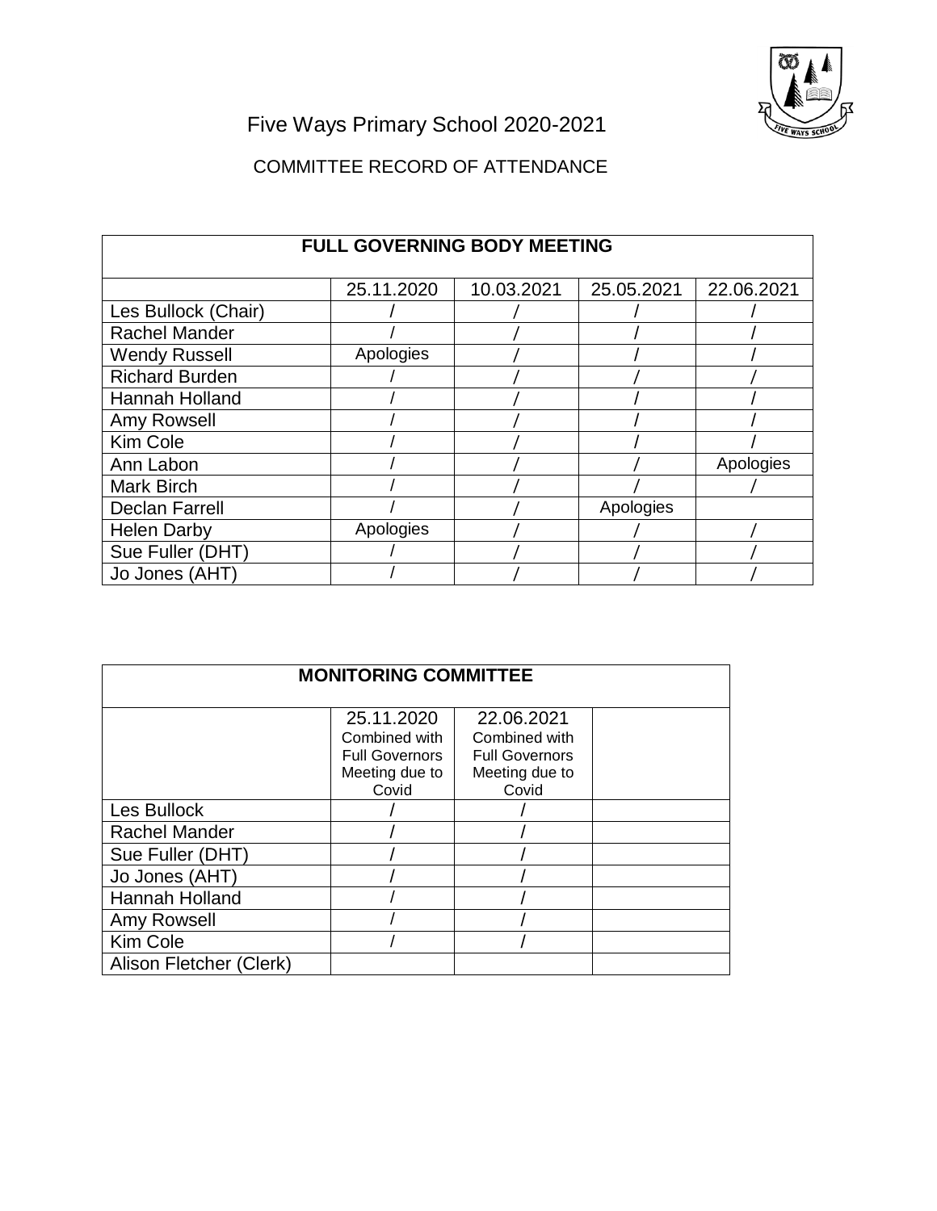# Five Ways Primary School 2020-2021

## COMMITTEE RECORD OF ATTENDANCE

| FULL GOVERNING BODY MEETING | | | | |
|---|---|---|---|---|
| | 25.11.2020 | 10.03.2021 | 25.05.2021 | 22.06.2021 |
| Les Bullock (Chair) | / | / | / | / |
| Rachel Mander | / | / | / | / |
| Wendy Russell | Apologies | / | / | / |
| Richard Burden | / | / | / | / |
| Hannah Holland | / | / | / | / |
| Amy Rowsell | / | / | / | / |
| Kim Cole | / | / | / | / |
| Ann Labon | / | / | / | Apologies |
| Mark Birch | / | / | / | / |
| Declan Farrell | / | / | Apologies | |
| Helen Darby | Apologies | / | / | / |
| Sue Fuller (DHT) | / | / | / | / |
| Jo Jones (AHT) | / | / | / | / |

| MONITORING COMMITTEE | | | |
|---|---|---|---|
| | 25.11.2020 Combined with Full Governors Meeting due to Covid | 22.06.2021 Combined with Full Governors Meeting due to Covid | |
| Les Bullock | / | / | |
| Rachel Mander | / | / | |
| Sue Fuller (DHT) | / | / | |
| Jo Jones (AHT) | / | / | |
| Hannah Holland | / | / | |
| Amy Rowsell | / | / | |
| Kim Cole | / | / | |
| Alison Fletcher (Clerk) | | | |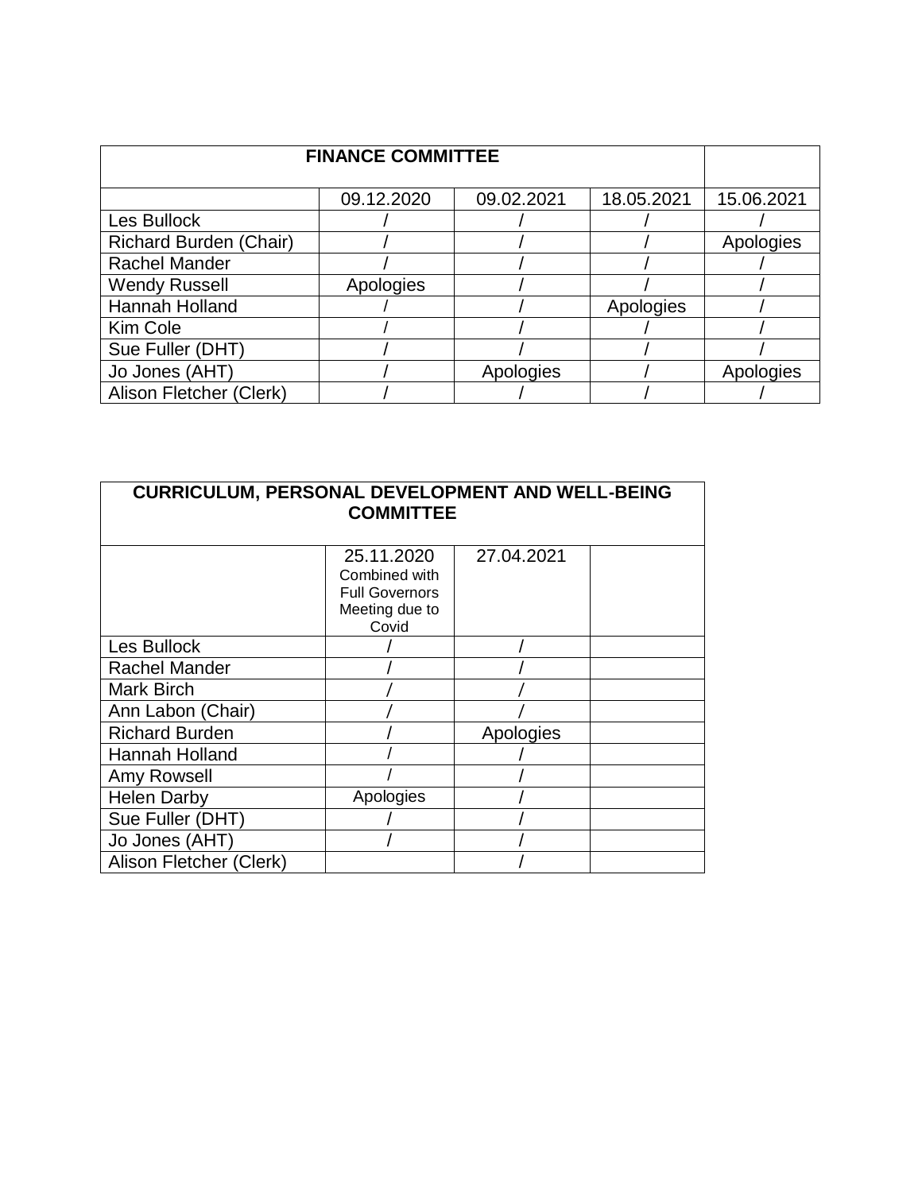| FINANCE COMMITTEE | | | | |
|---|---|---|---|---|
| | 09.12.2020 | 09.02.2021 | 18.05.2021 | 15.06.2021 |
| Les Bullock | / | / | / | / |
| Richard Burden (Chair) | / | / | / | Apologies |
| Rachel Mander | / | / | / | / |
| Wendy Russell | Apologies | / | / | / |
| Hannah Holland | / | / | Apologies | / |
| Kim Cole | / | / | / | / |
| Sue Fuller (DHT) | / | / | / | / |
| Jo Jones (AHT) | / | Apologies | / | Apologies |
| Alison Fletcher (Clerk) | / | / | / | / |

| CURRICULUM, PERSONAL DEVELOPMENT AND WELL-BEING COMMITTEE | | | |
|---|---|---|---|
| | 25.11.2020 Combined with Full Governors Meeting due to Covid | 27.04.2021 | |
| Les Bullock | / | / | |
| Rachel Mander | / | / | |
| Mark Birch | / | / | |
| Ann Labon (Chair) | / | / | |
| Richard Burden | / | Apologies | |
| Hannah Holland | / | / | |
| Amy Rowsell | / | / | |
| Helen Darby | Apologies | / | |
| Sue Fuller (DHT) | / | / | |
| Jo Jones (AHT) | / | / | |
| Alison Fletcher (Clerk) | | / | |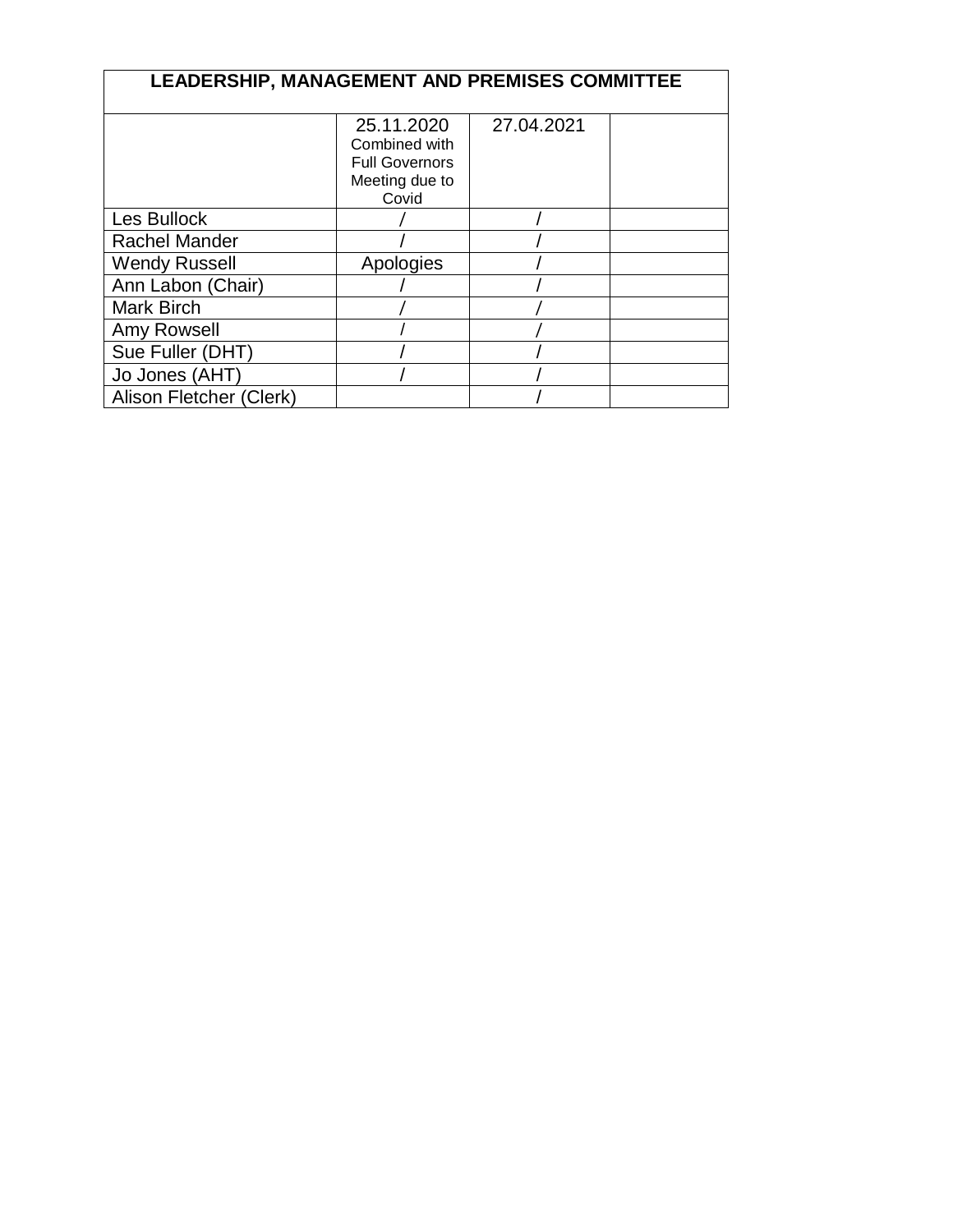| LEADERSHIP, MANAGEMENT AND PREMISES COMMITTEE | | | |
|---|---|---|---|
| | 25.11.2020 Combined with Full Governors Meeting due to Covid | 27.04.2021 | |
| Les Bullock | / | / | |
| Rachel Mander | / | / | |
| Wendy Russell | Apologies | / | |
| Ann Labon (Chair) | / | / | |
| Mark Birch | / | / | |
| Amy Rowsell | / | / | |
| Sue Fuller (DHT) | / | / | |
| Jo Jones (AHT) | / | / | |
| Alison Fletcher (Clerk) | | / | |